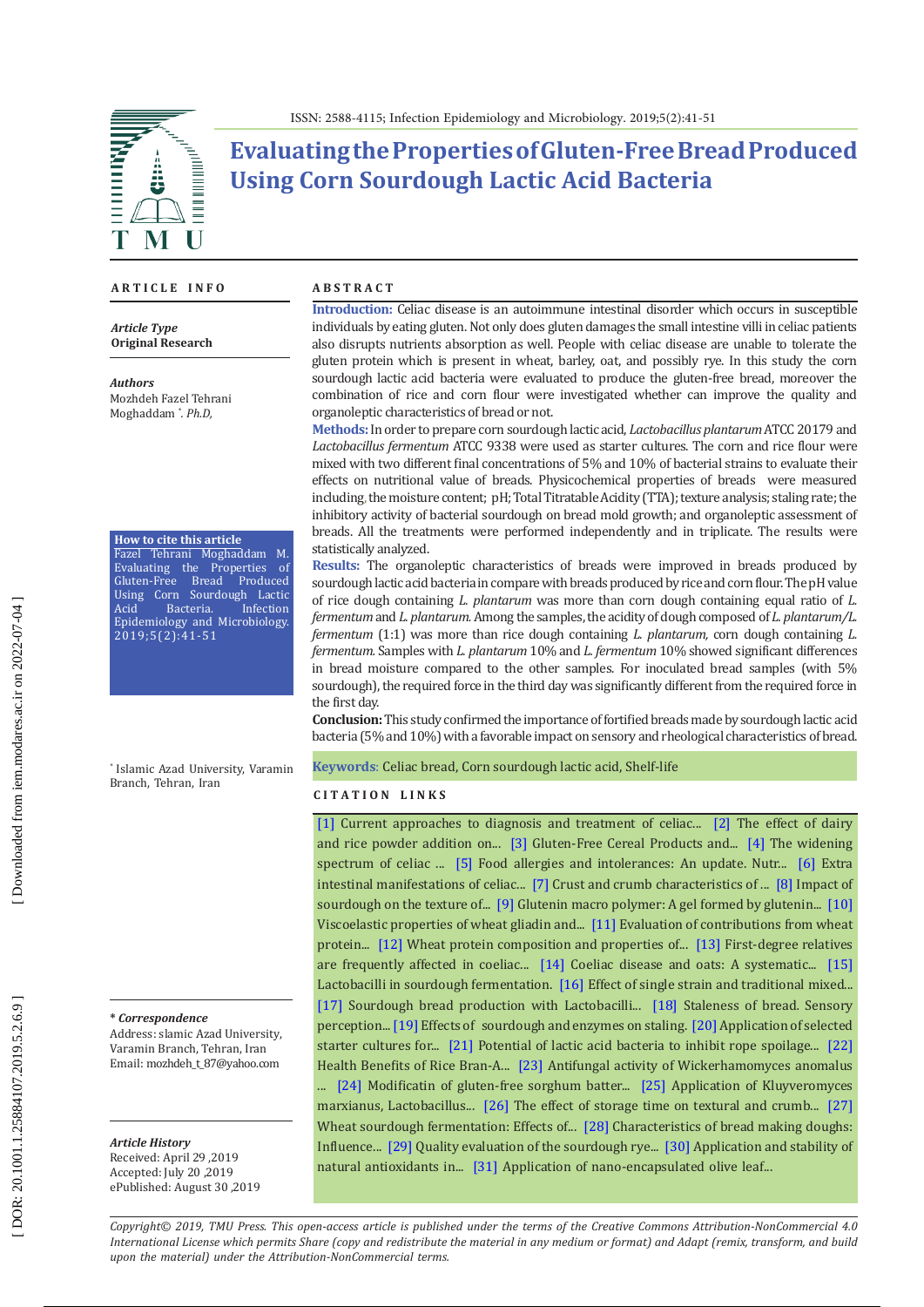# Evaluating the Properties of Gluten-Free Bread Produced Using Corn Sourdough Lactic Acid Bacteria

## ARTICLE INFO

*Article Type*
**Original Research**

*Authors*
Mozhdeh Fazel Tehrani Moghaddam [*]. *Ph.D,*

**How to cite this article**
Fazel Tehrani Moghaddam M. Evaluating the Properties of Gluten-Free Bread Produced Using Corn Sourdough Lactic Acid Bacteria. Infection Epidemiology and Microbiology. 2019;5(2):41-51

[*] Islamic Azad University, Varamin Branch, Tehran, Iran

***\* Correspondence***
Address: slamic Azad University, Varamin Branch, Tehran, Iran
Email: mozhdeh_t_87@yahoo.com

*Article History*
Received: April 29 ,2019
Accepted: July 20 ,2019
ePublished: August 30 ,2019

## ABSTRACT

**Introduction:** Celiac disease is an autoimmune intestinal disorder which occurs in susceptible individuals by eating gluten. Not only does gluten damages the small intestine villi in celiac patients also disrupts nutrients absorption as well. People with celiac disease are unable to tolerate the gluten protein which is present in wheat, barley, oat, and possibly rye. In this study the corn sourdough lactic acid bacteria were evaluated to produce the gluten-free bread, moreover the combination of rice and corn flour were investigated whether can improve the quality and organoleptic characteristics of bread or not.

**Methods:** In order to prepare corn sourdough lactic acid, *Lactobacillus plantarum* ATCC 20179 and *Lactobacillus fermentum* ATCC 9338 were used as starter cultures. The corn and rice flour were mixed with two different final concentrations of 5% and 10% of bacterial strains to evaluate their effects on nutritional value of breads. Physicochemical properties of breads were measured including, the moisture content; pH; Total Titratable Acidity (TTA); texture analysis; staling rate; the inhibitory activity of bacterial sourdough on bread mold growth; and organoleptic assessment of breads. All the treatments were performed independently and in triplicate. The results were statistically analyzed.

**Results:** The organoleptic characteristics of breads were improved in breads produced by sourdough lactic acid bacteria in compare with breads produced by rice and corn flour. The pH value of rice dough containing *L. plantarum* was more than corn dough containing equal ratio of *L. fermentum* and *L. plantarum.* Among the samples, the acidity of dough composed of *L. plantarum/L. fermentum* (1:1) was more than rice dough containing *L. plantarum,* corn dough containing *L. fermentum.* Samples with *L. plantarum* 10% and *L. fermentum* 10% showed significant differences in bread moisture compared to the other samples. For inoculated bread samples (with 5% sourdough), the required force in the third day was significantly different from the required force in the first day.

**Conclusion:** This study confirmed the importance of fortified breads made by sourdough lactic acid bacteria (5% and 10%) with a favorable impact on sensory and rheological characteristics of bread.

**Keywords**: Celiac bread, Corn sourdough lactic acid, Shelf-life

## CITATION LINKS

[1] Current approaches to diagnosis and treatment of celiac... [2] The effect of dairy and rice powder addition on... [3] Gluten-Free Cereal Products and... [4] The widening spectrum of celiac ... [5] Food allergies and intolerances: An update. Nutr... [6] Extra intestinal manifestations of celiac... [7] Crust and crumb characteristics of ... [8] Impact of sourdough on the texture of... [9] Glutenin macro polymer: A gel formed by glutenin... [10] Viscoelastic properties of wheat gliadin and... [11] Evaluation of contributions from wheat protein... [12] Wheat protein composition and properties of... [13] First-degree relatives are frequently affected in coeliac... [14] Coeliac disease and oats: A systematic... [15] Lactobacilli in sourdough fermentation. [16] Effect of single strain and traditional mixed... [17] Sourdough bread production with Lactobacilli... [18] Staleness of bread. Sensory perception... [19] Effects of sourdough and enzymes on staling. [20] Application of selected starter cultures for... [21] Potential of lactic acid bacteria to inhibit rope spoilage... [22] Health Benefits of Rice Bran-A... [23] Antifungal activity of Wickerhamomyces anomalus ... [24] Modificatin of gluten-free sorghum batter... [25] Application of Kluyveromyces marxianus, Lactobacillus... [26] The effect of storage time on textural and crumb... [27] Wheat sourdough fermentation: Effects of... [28] Characteristics of bread making doughs: Influence... [29] Quality evaluation of the sourdough rye... [30] Application and stability of natural antioxidants in... [31] Application of nano-encapsulated olive leaf...

*Copyright© 2019, TMU Press. This open-access article is published under the terms of the Creative Commons Attribution-NonCommercial 4.0 International License which permits Share (copy and redistribute the material in any medium or format) and Adapt (remix, transform, and build upon the material) under the Attribution-NonCommercial terms.*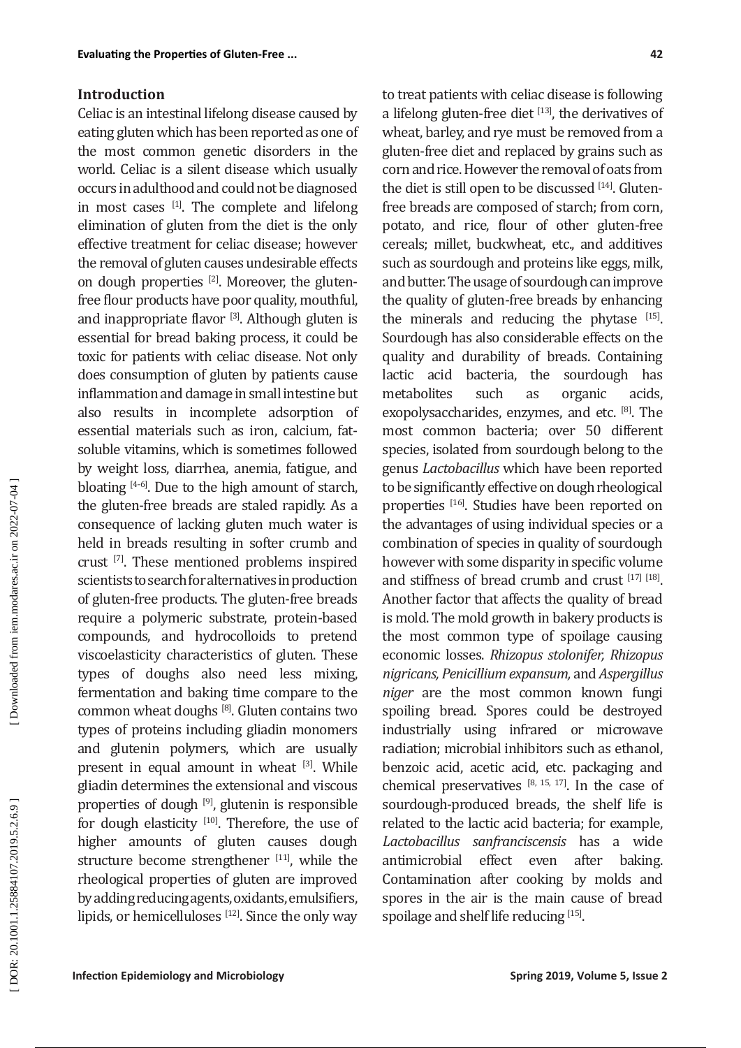## Introduction

Celiac is an intestinal lifelong disease caused by eating gluten which has been reported as one of the most common genetic disorders in the world. Celiac is a silent disease which usually occurs in adulthood and could not be diagnosed in most cases [1]. The complete and lifelong elimination of gluten from the diet is the only effective treatment for celiac disease; however the removal of gluten causes undesirable effects on dough properties [2]. Moreover, the gluten-free flour products have poor quality, mouthful, and inappropriate flavor [3]. Although gluten is essential for bread baking process, it could be toxic for patients with celiac disease. Not only does consumption of gluten by patients cause inflammation and damage in small intestine but also results in incomplete adsorption of essential materials such as iron, calcium, fat-soluble vitamins, which is sometimes followed by weight loss, diarrhea, anemia, fatigue, and bloating [4-6]. Due to the high amount of starch, the gluten-free breads are staled rapidly. As a consequence of lacking gluten much water is held in breads resulting in softer crumb and crust [7]. These mentioned problems inspired scientists to search for alternatives in production of gluten-free products. The gluten-free breads require a polymeric substrate, protein-based compounds, and hydrocolloids to pretend viscoelasticity characteristics of gluten. These types of doughs also need less mixing, fermentation and baking time compare to the common wheat doughs [8]. Gluten contains two types of proteins including gliadin monomers and glutenin polymers, which are usually present in equal amount in wheat [3]. While gliadin determines the extensional and viscous properties of dough [9], glutenin is responsible for dough elasticity [10]. Therefore, the use of higher amounts of gluten causes dough structure become strengthener [11], while the rheological properties of gluten are improved by adding reducing agents, oxidants, emulsifiers, lipids, or hemicelluloses [12]. Since the only way to treat patients with celiac disease is following a lifelong gluten-free diet [13], the derivatives of wheat, barley, and rye must be removed from a gluten-free diet and replaced by grains such as corn and rice. However the removal of oats from the diet is still open to be discussed [14]. Gluten-free breads are composed of starch; from corn, potato, and rice, flour of other gluten-free cereals; millet, buckwheat, etc., and additives such as sourdough and proteins like eggs, milk, and butter. The usage of sourdough can improve the quality of gluten-free breads by enhancing the minerals and reducing the phytase [15]. Sourdough has also considerable effects on the quality and durability of breads. Containing lactic acid bacteria, the sourdough has metabolites such as organic acids, exopolysaccharides, enzymes, and etc. [8]. The most common bacteria; over 50 different species, isolated from sourdough belong to the genus *Lactobacillus* which have been reported to be significantly effective on dough rheological properties [16]. Studies have been reported on the advantages of using individual species or a combination of species in quality of sourdough however with some disparity in specific volume and stiffness of bread crumb and crust [17] [18]. Another factor that affects the quality of bread is mold. The mold growth in bakery products is the most common type of spoilage causing economic losses. *Rhizopus stolonifer, Rhizopus nigricans, Penicillium expansum,* and *Aspergillus niger* are the most common known fungi spoiling bread. Spores could be destroyed industrially using infrared or microwave radiation; microbial inhibitors such as ethanol, benzoic acid, acetic acid, etc. packaging and chemical preservatives [8, 15, 17]. In the case of sourdough-produced breads, the shelf life is related to the lactic acid bacteria; for example, *Lactobacillus sanfranciscensis* has a wide antimicrobial effect even after baking. Contamination after cooking by molds and spores in the air is the main cause of bread spoilage and shelf life reducing [15].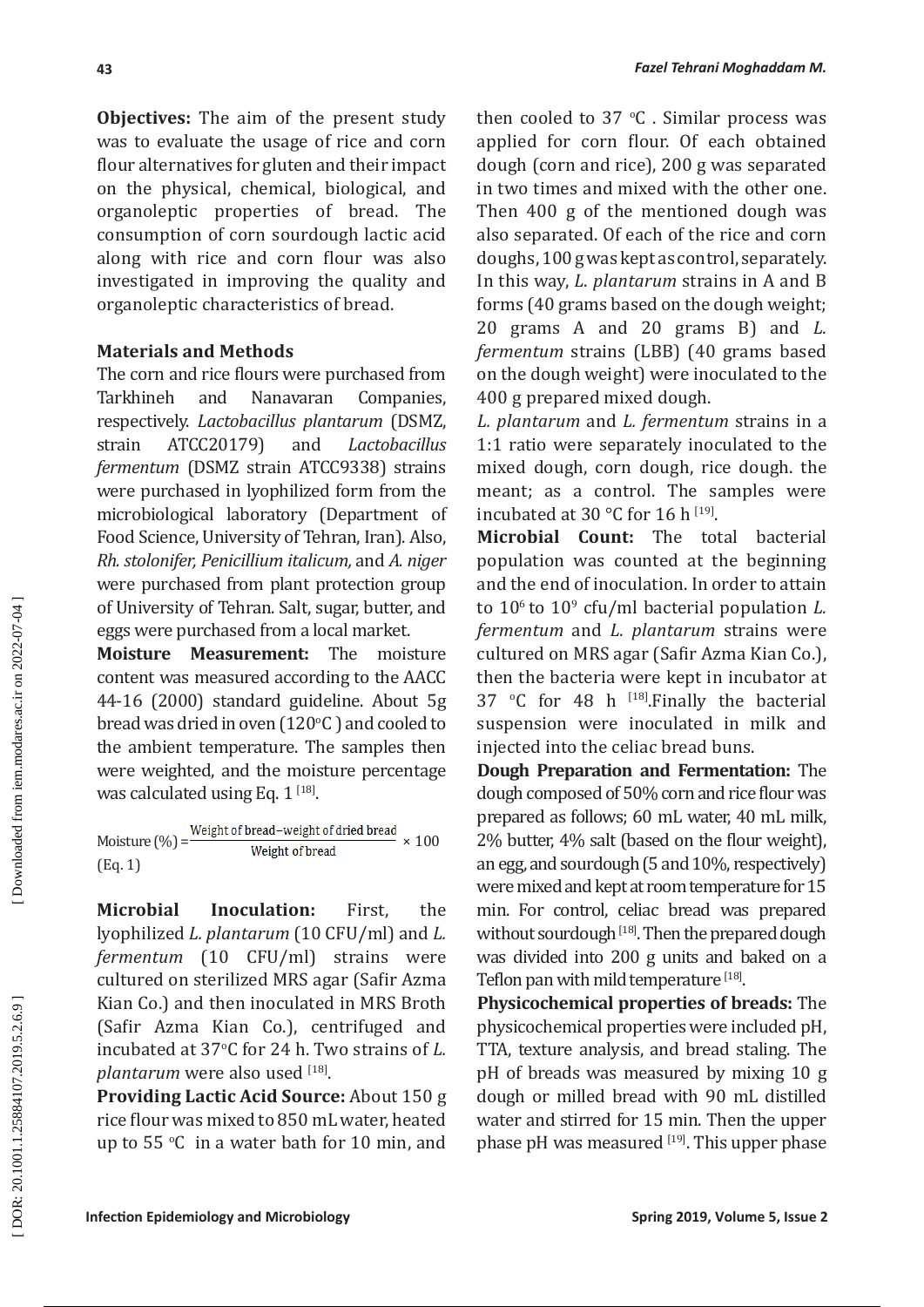**Objectives:** The aim of the present study was to evaluate the usage of rice and corn flour alternatives for gluten and their impact on the physical, chemical, biological, and organoleptic properties of bread. The consumption of corn sourdough lactic acid along with rice and corn flour was also investigated in improving the quality and organoleptic characteristics of bread.

## Materials and Methods

The corn and rice flours were purchased from Tarkhineh and Nanavaran Companies, respectively. *Lactobacillus plantarum* (DSMZ, strain ATCC20179) and *Lactobacillus fermentum* (DSMZ strain ATCC9338) strains were purchased in lyophilized form from the microbiological laboratory (Department of Food Science, University of Tehran, Iran). Also, *Rh. stolonifer, Penicillium italicum,* and *A. niger* were purchased from plant protection group of University of Tehran. Salt, sugar, butter, and eggs were purchased from a local market.

**Moisture Measurement:** The moisture content was measured according to the AACC 44-16 (2000) standard guideline. About 5g bread was dried in oven (120°C ) and cooled to the ambient temperature. The samples then were weighted, and the moisture percentage was calculated using Eq. 1 [18].

$$\text{Moisture (\%)} = \frac{\text{Weight of bread} - \text{weight of dried bread}}{\text{Weight of bread}} \times 100$$

(Eq. 1)

**Microbial Inoculation:** First, the lyophilized *L. plantarum* (10 CFU/ml) and *L. fermentum* (10 CFU/ml) strains were cultured on sterilized MRS agar (Safir Azma Kian Co.) and then inoculated in MRS Broth (Safir Azma Kian Co.), centrifuged and incubated at 37°C for 24 h. Two strains of *L. plantarum* were also used [18].

**Providing Lactic Acid Source:** About 150 g rice flour was mixed to 850 mL water, heated up to 55 °C in a water bath for 10 min, and then cooled to 37 °C . Similar process was applied for corn flour. Of each obtained dough (corn and rice), 200 g was separated in two times and mixed with the other one. Then 400 g of the mentioned dough was also separated. Of each of the rice and corn doughs, 100 g was kept as control, separately. In this way, *L. plantarum* strains in A and B forms (40 grams based on the dough weight; 20 grams A and 20 grams B) and *L. fermentum* strains (LBB) (40 grams based on the dough weight) were inoculated to the 400 g prepared mixed dough.

*L. plantarum* and *L. fermentum* strains in a 1:1 ratio were separately inoculated to the mixed dough, corn dough, rice dough. the meant; as a control. The samples were incubated at 30 °C for 16 h [19].

**Microbial Count:** The total bacterial population was counted at the beginning and the end of inoculation. In order to attain to $10^6$ to $10^9$ cfu/ml bacterial population *L. fermentum* and *L. plantarum* strains were cultured on MRS agar (Safir Azma Kian Co.), then the bacteria were kept in incubator at 37 °C for 48 h [18].Finally the bacterial suspension were inoculated in milk and injected into the celiac bread buns.

**Dough Preparation and Fermentation:** The dough composed of 50% corn and rice flour was prepared as follows; 60 mL water, 40 mL milk, 2% butter, 4% salt (based on the flour weight), an egg, and sourdough (5 and 10%, respectively) were mixed and kept at room temperature for 15 min. For control, celiac bread was prepared without sourdough [18]. Then the prepared dough was divided into 200 g units and baked on a Teflon pan with mild temperature [18].

**Physicochemical properties of breads:** The physicochemical properties were included pH, TTA, texture analysis, and bread staling. The pH of breads was measured by mixing 10 g dough or milled bread with 90 mL distilled water and stirred for 15 min. Then the upper phase pH was measured [19]. This upper phase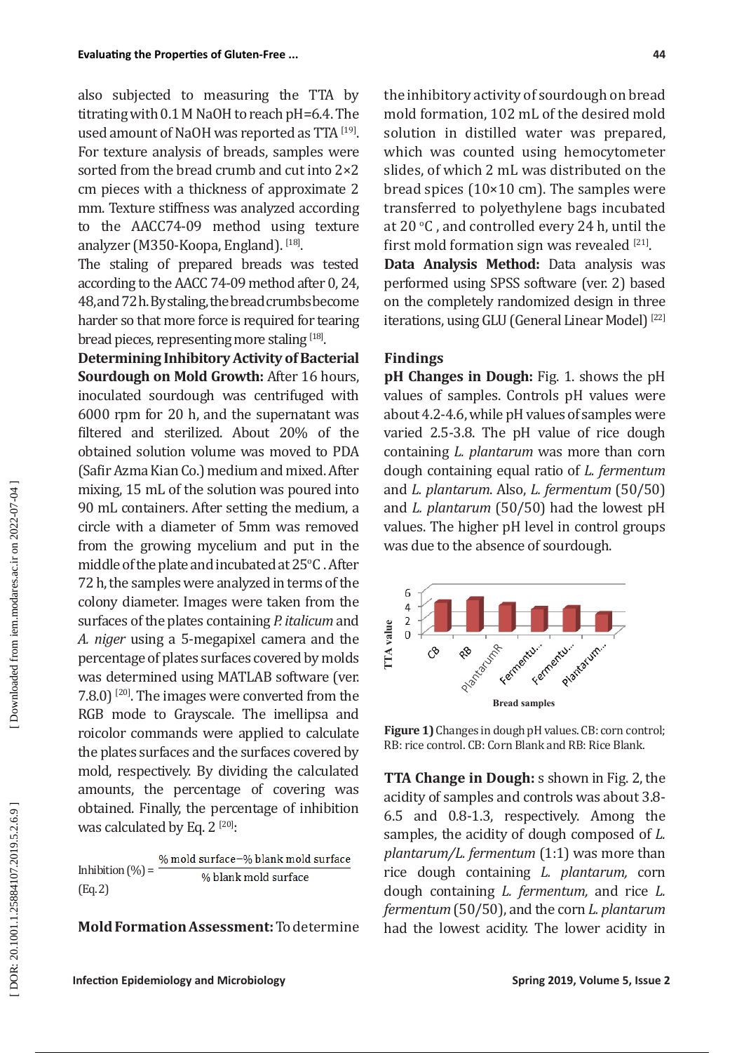also subjected to measuring the TTA by titrating with 0.1 M NaOH to reach pH=6.4. The used amount of NaOH was reported as TTA [19]. For texture analysis of breads, samples were sorted from the bread crumb and cut into 2×2 cm pieces with a thickness of approximate 2 mm. Texture stiffness was analyzed according to the AACC74-09 method using texture analyzer (M350-Koopa, England). [18].

The staling of prepared breads was tested according to the AACC 74-09 method after 0, 24, 48, and 72 h. By staling, the bread crumbs become harder so that more force is required for tearing bread pieces, representing more staling [18].

**Determining Inhibitory Activity of Bacterial Sourdough on Mold Growth:** After 16 hours, inoculated sourdough was centrifuged with 6000 rpm for 20 h, and the supernatant was filtered and sterilized. About 20% of the obtained solution volume was moved to PDA (Safir Azma Kian Co.) medium and mixed. After mixing, 15 mL of the solution was poured into 90 mL containers. After setting the medium, a circle with a diameter of 5mm was removed from the growing mycelium and put in the middle of the plate and incubated at 25°C . After 72 h, the samples were analyzed in terms of the colony diameter. Images were taken from the surfaces of the plates containing *P. italicum* and *A. niger* using a 5-megapixel camera and the percentage of plates surfaces covered by molds was determined using MATLAB software (ver. 7.8.0) [20]. The images were converted from the RGB mode to Grayscale. The imellipsa and roicolor commands were applied to calculate the plates surfaces and the surfaces covered by mold, respectively. By dividing the calculated amounts, the percentage of covering was obtained. Finally, the percentage of inhibition was calculated by Eq. 2 [20]:

$$\text{Inhibition (\%)} = \frac{\%\ \text{mold surface} - \%\ \text{blank mold surface}}{\%\ \text{blank mold surface}}$$

(Eq. 2)

**Mold Formation Assessment:** To determine the inhibitory activity of sourdough on bread mold formation, 102 mL of the desired mold solution in distilled water was prepared, which was counted using hemocytometer slides, of which 2 mL was distributed on the bread spices (10×10 cm). The samples were transferred to polyethylene bags incubated at 20 °C , and controlled every 24 h, until the first mold formation sign was revealed [21].

**Data Analysis Method:** Data analysis was performed using SPSS software (ver. 2) based on the completely randomized design in three iterations, using GLU (General Linear Model) [22]

## Findings

**pH Changes in Dough:** Fig. 1. shows the pH values of samples. Controls pH values were about 4.2-4.6, while pH values of samples were varied 2.5-3.8. The pH value of rice dough containing *L. plantarum* was more than corn dough containing equal ratio of *L. fermentum* and *L. plantarum*. Also, *L. fermentum* (50/50) and *L. plantarum* (50/50) had the lowest pH values. The higher pH level in control groups was due to the absence of sourdough.

**Figure 1)** Changes in dough pH values. CB: corn control; RB: rice control. CB: Corn Blank and RB: Rice Blank.

**TTA Change in Dough:** s shown in Fig. 2, the acidity of samples and controls was about 3.8-6.5 and 0.8-1.3, respectively. Among the samples, the acidity of dough composed of *L. plantarum/L. fermentum* (1:1) was more than rice dough containing *L. plantarum*, corn dough containing *L. fermentum*, and rice *L. fermentum* (50/50), and the corn *L. plantarum* had the lowest acidity. The lower acidity in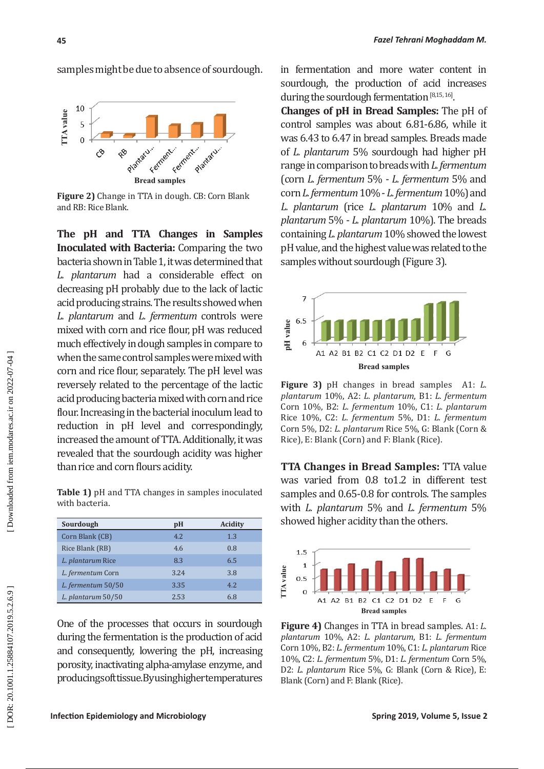samples might be due to absence of sourdough.

**Figure 2)** Change in TTA in dough. CB: Corn Blank and RB: Rice Blank.

**The pH and TTA Changes in Samples Inoculated with Bacteria:** Comparing the two bacteria shown in Table 1, it was determined that *L. plantarum* had a considerable effect on decreasing pH probably due to the lack of lactic acid producing strains. The results showed when *L. plantarum* and *L. fermentum* controls were mixed with corn and rice flour, pH was reduced much effectively in dough samples in compare to when the same control samples were mixed with corn and rice flour, separately. The pH level was reversely related to the percentage of the lactic acid producing bacteria mixed with corn and rice flour. Increasing in the bacterial inoculum lead to reduction in pH level and correspondingly, increased the amount of TTA. Additionally, it was revealed that the sourdough acidity was higher than rice and corn flours acidity.

**Table 1)** pH and TTA changes in samples inoculated with bacteria.

| Sourdough | pH | Acidity |
|---|---|---|
| Corn Blank (CB) | 4.2 | 1.3 |
| Rice Blank (RB) | 4.6 | 0.8 |
| *L. plantarum* Rice | 8.3 | 6.5 |
| *L. fermentum* Corn | 3.24 | 3.8 |
| *L. fermentum* 50/50 | 3.35 | 4.2 |
| *L. plantarum* 50/50 | 2.53 | 6.8 |

One of the processes that occurs in sourdough during the fermentation is the production of acid and consequently, lowering the pH, increasing porosity, inactivating alpha-amylase enzyme, and producing soft tissue. By using higher temperatures in fermentation and more water content in sourdough, the production of acid increases during the sourdough fermentation [8,15,16].

**Changes of pH in Bread Samples:** The pH of control samples was about 6.81-6.86, while it was 6.43 to 6.47 in bread samples. Breads made of *L. plantarum* 5% sourdough had higher pH range in comparison to breads with *L. fermentum* (corn *L. fermentum* 5% - *L. fermentum* 5% and corn *L. fermentum* 10% - *L. fermentum* 10%) and *L. plantarum* (rice *L. plantarum* 10% and *L. plantarum* 5% - *L. plantarum* 10%). The breads containing *L. plantarum* 10% showed the lowest pH value, and the highest value was related to the samples without sourdough (Figure 3).

**Figure 3)** pH changes in bread samples A1: *L. plantarum* 10%, A2: *L. plantarum*, B1: *L. fermentum* Corn 10%, B2: *L. fermentum* 10%, C1: *L. plantarum* Rice 10%, C2: *L. fermentum* 5%, D1: *L. fermentum* Corn 5%, D2: *L. plantarum* Rice 5%, G: Blank (Corn & Rice), E: Blank (Corn) and F: Blank (Rice).

**TTA Changes in Bread Samples:** TTA value was varied from 0.8 to1.2 in different test samples and 0.65-0.8 for controls. The samples with *L. plantarum* 5% and *L. fermentum* 5% showed higher acidity than the others.

**Figure 4)** Changes in TTA in bread samples. A1: *L. plantarum* 10%, A2: *L. plantarum*, B1: *L. fermentum* Corn 10%, B2: *L. fermentum* 10%, C1: *L. plantarum* Rice 10%, C2: *L. fermentum* 5%, D1: *L. fermentum* Corn 5%, D2: *L. plantarum* Rice 5%, G: Blank (Corn & Rice), E: Blank (Corn) and F: Blank (Rice).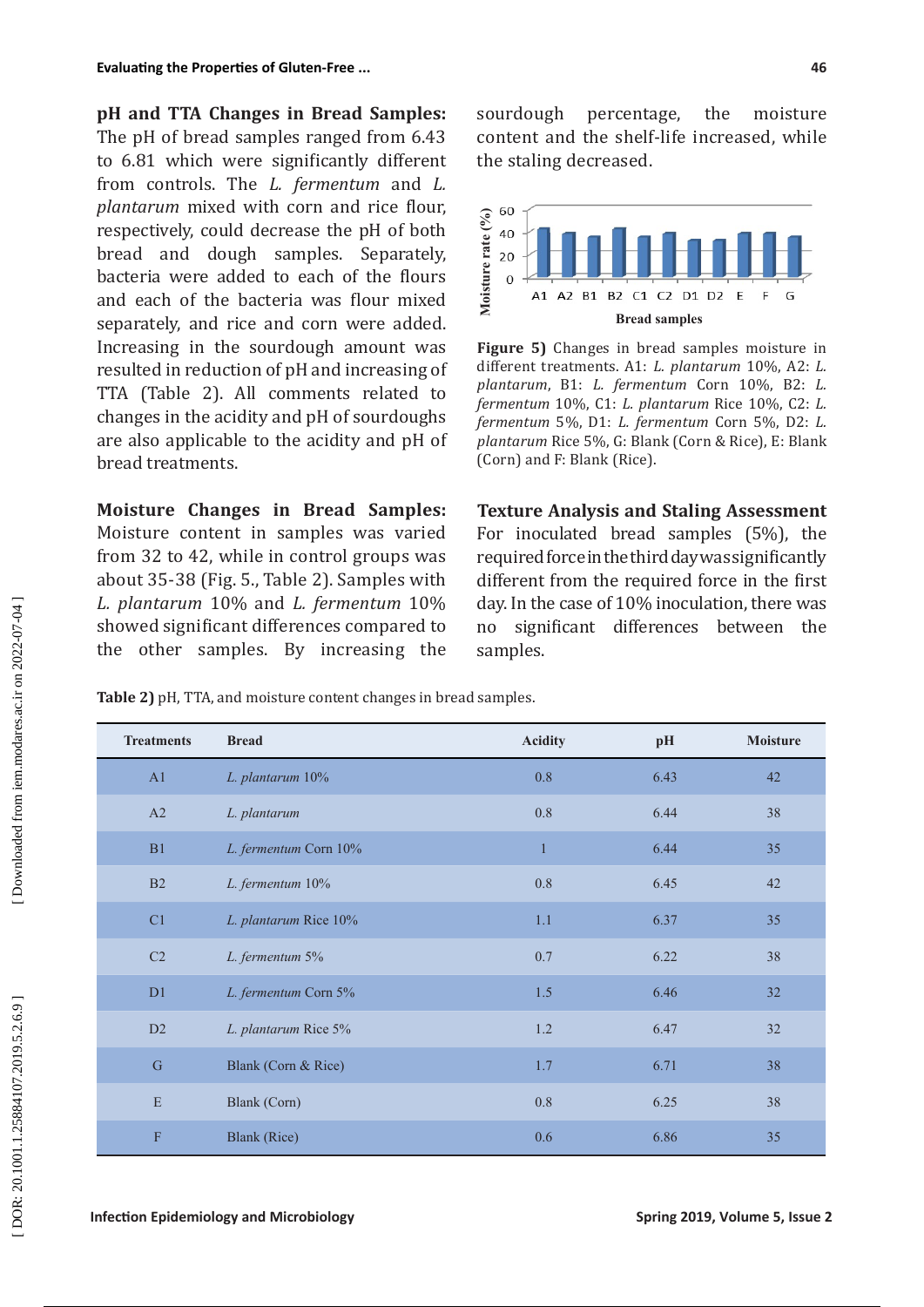**pH and TTA Changes in Bread Samples:** The pH of bread samples ranged from 6.43 to 6.81 which were significantly different from controls. The *L. fermentum* and *L. plantarum* mixed with corn and rice flour, respectively, could decrease the pH of both bread and dough samples. Separately, bacteria were added to each of the flours and each of the bacteria was flour mixed separately, and rice and corn were added. Increasing in the sourdough amount was resulted in reduction of pH and increasing of TTA (Table 2). All comments related to changes in the acidity and pH of sourdoughs are also applicable to the acidity and pH of bread treatments.

**Moisture Changes in Bread Samples:** Moisture content in samples was varied from 32 to 42, while in control groups was about 35-38 (Fig. 5., Table 2). Samples with *L. plantarum* 10% and *L. fermentum* 10% showed significant differences compared to the other samples. By increasing the sourdough percentage, the moisture content and the shelf-life increased, while the staling decreased.

**Figure 5)** Changes in bread samples moisture in different treatments. A1: *L. plantarum* 10%, A2: *L. plantarum*, B1: *L. fermentum* Corn 10%, B2: *L. fermentum* 10%, C1: *L. plantarum* Rice 10%, C2: *L. fermentum* 5%, D1: *L. fermentum* Corn 5%, D2: *L. plantarum* Rice 5%, G: Blank (Corn & Rice), E: Blank (Corn) and F: Blank (Rice).

**Texture Analysis and Staling Assessment**
For inoculated bread samples (5%), the required force in the third day was significantly different from the required force in the first day. In the case of 10% inoculation, there was no significant differences between the samples.

**Table 2)** pH, TTA, and moisture content changes in bread samples.

| Treatments | Bread | Acidity | pH | Moisture |
|---|---|---|---|---|
| A1 | *L. plantarum* 10% | 0.8 | 6.43 | 42 |
| A2 | *L. plantarum* | 0.8 | 6.44 | 38 |
| B1 | *L. fermentum* Corn 10% | 1 | 6.44 | 35 |
| B2 | *L. fermentum* 10% | 0.8 | 6.45 | 42 |
| C1 | *L. plantarum* Rice 10% | 1.1 | 6.37 | 35 |
| C2 | *L. fermentum* 5% | 0.7 | 6.22 | 38 |
| D1 | *L. fermentum* Corn 5% | 1.5 | 6.46 | 32 |
| D2 | *L. plantarum* Rice 5% | 1.2 | 6.47 | 32 |
| G | Blank (Corn & Rice) | 1.7 | 6.71 | 38 |
| E | Blank (Corn) | 0.8 | 6.25 | 38 |
| F | Blank (Rice) | 0.6 | 6.86 | 35 |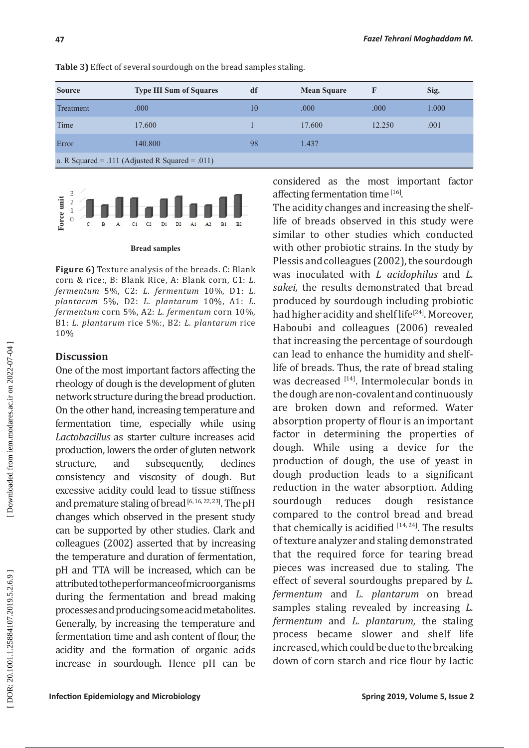**Table 3)** Effect of several sourdough on the bread samples staling.

| Source | Type III Sum of Squares | df | Mean Square | F | Sig. |
|---|---|---|---|---|---|
| Treatment | .000 | 10 | .000 | .000 | 1.000 |
| Time | 17.600 | 1 | 17.600 | 12.250 | .001 |
| Error | 140.800 | 98 | 1.437 | | |
| a. R Squared = .111 (Adjusted R Squared = .011) | | | | | |

**Figure 6)** Texture analysis of the breads. C: Blank corn & rice:, B: Blank Rice, A: Blank corn, C1: *L. fermentum* 5%, C2: *L. fermentum* 10%, D1: *L. plantarum* 5%, D2: *L. plantarum* 10%, A1: *L. fermentum* corn 5%, A2: *L. fermentum* corn 10%, B1: *L. plantarum* rice 5%:, B2: *L. plantarum* rice 10%

## Discussion

One of the most important factors affecting the rheology of dough is the development of gluten network structure during the bread production. On the other hand, increasing temperature and fermentation time, especially while using *Lactobacillus* as starter culture increases acid production, lowers the order of gluten network structure, and subsequently, declines consistency and viscosity of dough. But excessive acidity could lead to tissue stiffness and premature staling of bread [6, 16, 22, 23]. The pH changes which observed in the present study can be supported by other studies. Clark and colleagues (2002) asserted that by increasing the temperature and duration of fermentation, pH and TTA will be increased, which can be attributed to the performance of microorganisms during the fermentation and bread making processes and producing some acid metabolites. Generally, by increasing the temperature and fermentation time and ash content of flour, the acidity and the formation of organic acids increase in sourdough. Hence pH can be considered as the most important factor affecting fermentation time [16].

The acidity changes and increasing the shelf-life of breads observed in this study were similar to other studies which conducted with other probiotic strains. In the study by Plessis and colleagues (2002), the sourdough was inoculated with *L acidophilus* and *L. sakei,* the results demonstrated that bread produced by sourdough including probiotic had higher acidity and shelf life[24]. Moreover, Haboubi and colleagues (2006) revealed that increasing the percentage of sourdough can lead to enhance the humidity and shelf-life of breads. Thus, the rate of bread staling was decreased [14]. Intermolecular bonds in the dough are non-covalent and continuously are broken down and reformed. Water absorption property of flour is an important factor in determining the properties of dough. While using a device for the production of dough, the use of yeast in dough production leads to a significant reduction in the water absorption. Adding sourdough reduces dough resistance compared to the control bread and bread that chemically is acidified [14, 24]. The results of texture analyzer and staling demonstrated that the required force for tearing bread pieces was increased due to staling. The effect of several sourdoughs prepared by *L. fermentum* and *L. plantarum* on bread samples staling revealed by increasing *L. fermentum* and *L. plantarum,* the staling process became slower and shelf life increased, which could be due to the breaking down of corn starch and rice flour by lactic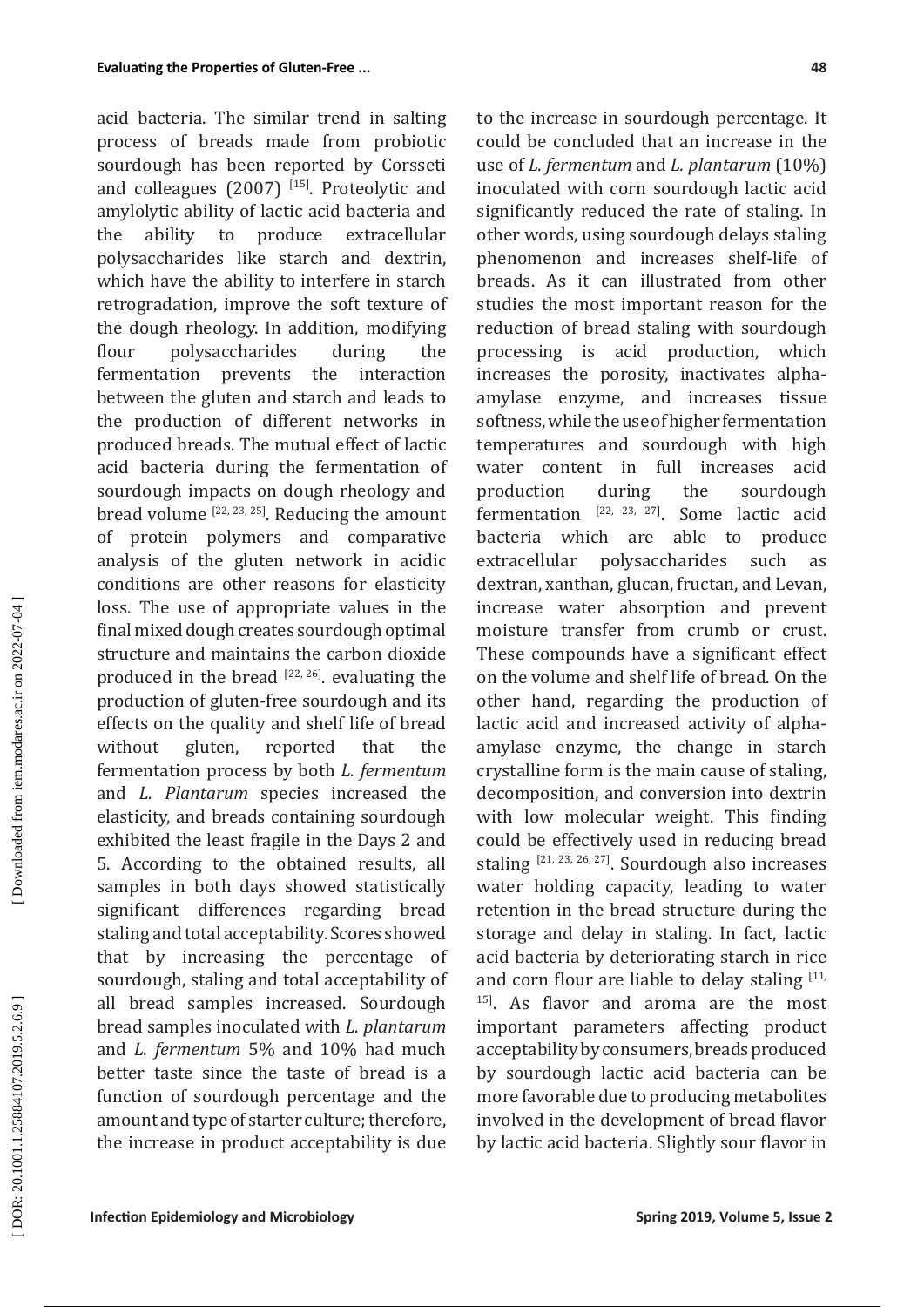acid bacteria. The similar trend in salting process of breads made from probiotic sourdough has been reported by Corsseti and colleagues (2007) [15]. Proteolytic and amylolytic ability of lactic acid bacteria and the ability to produce extracellular polysaccharides like starch and dextrin, which have the ability to interfere in starch retrogradation, improve the soft texture of the dough rheology. In addition, modifying flour polysaccharides during the fermentation prevents the interaction between the gluten and starch and leads to the production of different networks in produced breads. The mutual effect of lactic acid bacteria during the fermentation of sourdough impacts on dough rheology and bread volume [22, 23, 25]. Reducing the amount of protein polymers and comparative analysis of the gluten network in acidic conditions are other reasons for elasticity loss. The use of appropriate values in the final mixed dough creates sourdough optimal structure and maintains the carbon dioxide produced in the bread [22, 26]. evaluating the production of gluten-free sourdough and its effects on the quality and shelf life of bread without gluten, reported that the fermentation process by both *L. fermentum* and *L. Plantarum* species increased the elasticity, and breads containing sourdough exhibited the least fragile in the Days 2 and 5. According to the obtained results, all samples in both days showed statistically significant differences regarding bread staling and total acceptability. Scores showed that by increasing the percentage of sourdough, staling and total acceptability of all bread samples increased. Sourdough bread samples inoculated with *L. plantarum* and *L. fermentum* 5% and 10% had much better taste since the taste of bread is a function of sourdough percentage and the amount and type of starter culture; therefore, the increase in product acceptability is due to the increase in sourdough percentage. It could be concluded that an increase in the use of *L. fermentum* and *L. plantarum* (10%) inoculated with corn sourdough lactic acid significantly reduced the rate of staling. In other words, using sourdough delays staling phenomenon and increases shelf-life of breads. As it can illustrated from other studies the most important reason for the reduction of bread staling with sourdough processing is acid production, which increases the porosity, inactivates alpha-amylase enzyme, and increases tissue softness, while the use of higher fermentation temperatures and sourdough with high water content in full increases acid production during the sourdough fermentation [22, 23, 27]. Some lactic acid bacteria which are able to produce extracellular polysaccharides such as dextran, xanthan, glucan, fructan, and Levan, increase water absorption and prevent moisture transfer from crumb or crust. These compounds have a significant effect on the volume and shelf life of bread. On the other hand, regarding the production of lactic acid and increased activity of alpha-amylase enzyme, the change in starch crystalline form is the main cause of staling, decomposition, and conversion into dextrin with low molecular weight. This finding could be effectively used in reducing bread staling [21, 23, 26, 27]. Sourdough also increases water holding capacity, leading to water retention in the bread structure during the storage and delay in staling. In fact, lactic acid bacteria by deteriorating starch in rice and corn flour are liable to delay staling [11, 15]. As flavor and aroma are the most important parameters affecting product acceptability by consumers, breads produced by sourdough lactic acid bacteria can be more favorable due to producing metabolites involved in the development of bread flavor by lactic acid bacteria. Slightly sour flavor in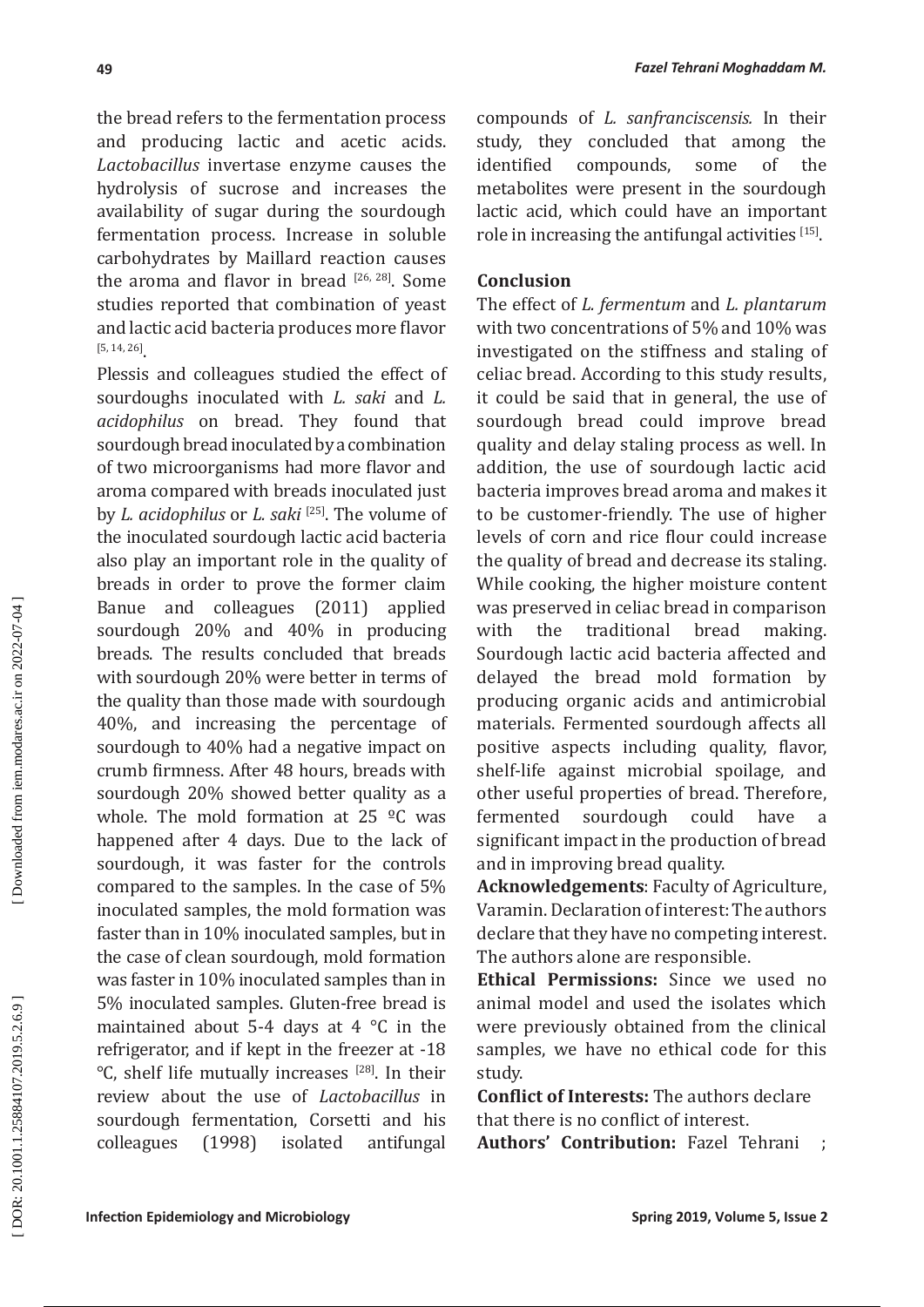the bread refers to the fermentation process and producing lactic and acetic acids. *Lactobacillus* invertase enzyme causes the hydrolysis of sucrose and increases the availability of sugar during the sourdough fermentation process. Increase in soluble carbohydrates by Maillard reaction causes the aroma and flavor in bread [26, 28]. Some studies reported that combination of yeast and lactic acid bacteria produces more flavor [5, 14, 26].

Plessis and colleagues studied the effect of sourdoughs inoculated with *L. saki* and *L. acidophilus* on bread. They found that sourdough bread inoculated by a combination of two microorganisms had more flavor and aroma compared with breads inoculated just by *L. acidophilus* or *L. saki* [25]. The volume of the inoculated sourdough lactic acid bacteria also play an important role in the quality of breads in order to prove the former claim Banue and colleagues (2011) applied sourdough 20% and 40% in producing breads. The results concluded that breads with sourdough 20% were better in terms of the quality than those made with sourdough 40%, and increasing the percentage of sourdough to 40% had a negative impact on crumb firmness. After 48 hours, breads with sourdough 20% showed better quality as a whole. The mold formation at 25 ºC was happened after 4 days. Due to the lack of sourdough, it was faster for the controls compared to the samples. In the case of 5% inoculated samples, the mold formation was faster than in 10% inoculated samples, but in the case of clean sourdough, mold formation was faster in 10% inoculated samples than in 5% inoculated samples. Gluten-free bread is maintained about 5-4 days at 4 °C in the refrigerator, and if kept in the freezer at -18 °C, shelf life mutually increases [28]. In their review about the use of *Lactobacillus* in sourdough fermentation, Corsetti and his colleagues (1998) isolated antifungal compounds of *L. sanfranciscensis.* In their study, they concluded that among the identified compounds, some of the metabolites were present in the sourdough lactic acid, which could have an important role in increasing the antifungal activities [15].

## Conclusion

The effect of *L. fermentum* and *L. plantarum* with two concentrations of 5% and 10% was investigated on the stiffness and staling of celiac bread. According to this study results, it could be said that in general, the use of sourdough bread could improve bread quality and delay staling process as well. In addition, the use of sourdough lactic acid bacteria improves bread aroma and makes it to be customer-friendly. The use of higher levels of corn and rice flour could increase the quality of bread and decrease its staling. While cooking, the higher moisture content was preserved in celiac bread in comparison with the traditional bread making. Sourdough lactic acid bacteria affected and delayed the bread mold formation by producing organic acids and antimicrobial materials. Fermented sourdough affects all positive aspects including quality, flavor, shelf-life against microbial spoilage, and other useful properties of bread. Therefore, fermented sourdough could have a significant impact in the production of bread and in improving bread quality.

**Acknowledgements**: Faculty of Agriculture, Varamin. Declaration of interest: The authors declare that they have no competing interest. The authors alone are responsible.

**Ethical Permissions:** Since we used no animal model and used the isolates which were previously obtained from the clinical samples, we have no ethical code for this study.

**Conflict of Interests:** The authors declare that there is no conflict of interest.

**Authors' Contribution:** Fazel Tehrani ;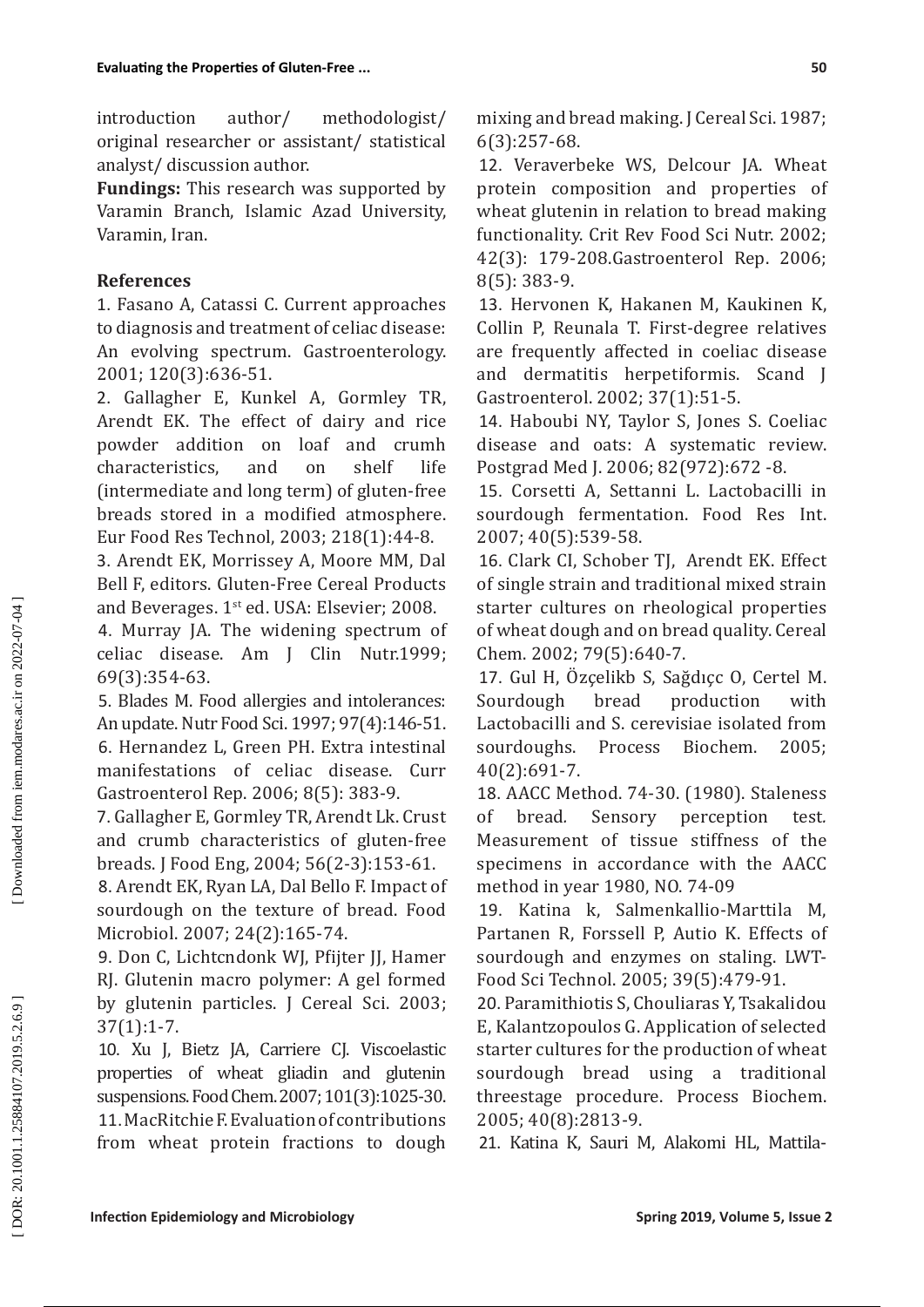introduction author/ methodologist/ original researcher or assistant/ statistical analyst/ discussion author.

**Fundings:** This research was supported by Varamin Branch, Islamic Azad University, Varamin, Iran.

## References

1. Fasano A, Catassi C. Current approaches to diagnosis and treatment of celiac disease: An evolving spectrum. Gastroenterology. 2001; 120(3):636-51.
2. Gallagher E, Kunkel A, Gormley TR, Arendt EK. The effect of dairy and rice powder addition on loaf and crumh characteristics, and on shelf life (intermediate and long term) of gluten-free breads stored in a modified atmosphere. Eur Food Res Technol, 2003; 218(1):44-8.
3. Arendt EK, Morrissey A, Moore MM, Dal Bell F, editors. Gluten-Free Cereal Products and Beverages. 1st ed. USA: Elsevier; 2008.
4. Murray JA. The widening spectrum of celiac disease. Am J Clin Nutr.1999; 69(3):354-63.
5. Blades M. Food allergies and intolerances: An update. Nutr Food Sci. 1997; 97(4):146-51.
6. Hernandez L, Green PH. Extra intestinal manifestations of celiac disease. Curr Gastroenterol Rep. 2006; 8(5): 383-9.
7. Gallagher E, Gormley TR, Arendt Lk. Crust and crumb characteristics of gluten-free breads. J Food Eng, 2004; 56(2-3):153-61.
8. Arendt EK, Ryan LA, Dal Bello F. Impact of sourdough on the texture of bread. Food Microbiol. 2007; 24(2):165-74.
9. Don C, Lichtcndonk WJ, Pfijter JJ, Hamer RJ. Glutenin macro polymer: A gel formed by glutenin particles. J Cereal Sci. 2003; 37(1):1-7.
10. Xu J, Bietz JA, Carriere CJ. Viscoelastic properties of wheat gliadin and glutenin suspensions. Food Chem. 2007; 101(3):1025-30.
11. MacRitchie F. Evaluation of contributions from wheat protein fractions to dough mixing and bread making. J Cereal Sci. 1987; 6(3):257-68.
12. Veraverbeke WS, Delcour JA. Wheat protein composition and properties of wheat glutenin in relation to bread making functionality. Crit Rev Food Sci Nutr. 2002; 42(3): 179-208.Gastroenterol Rep. 2006; 8(5): 383-9.
13. Hervonen K, Hakanen M, Kaukinen K, Collin P, Reunala T. First-degree relatives are frequently affected in coeliac disease and dermatitis herpetiformis. Scand J Gastroenterol. 2002; 37(1):51-5.
14. Haboubi NY, Taylor S, Jones S. Coeliac disease and oats: A systematic review. Postgrad Med J. 2006; 82(972):672 -8.
15. Corsetti A, Settanni L. Lactobacilli in sourdough fermentation. Food Res Int. 2007; 40(5):539-58.
16. Clark CI, Schober TJ, Arendt EK. Effect of single strain and traditional mixed strain starter cultures on rheological properties of wheat dough and on bread quality. Cereal Chem. 2002; 79(5):640-7.
17. Gul H, Özçelikb S, Sağdıçç O, Certel M. Sourdough bread production with Lactobacilli and S. cerevisiae isolated from sourdoughs. Process Biochem. 2005; 40(2):691-7.
18. AACC Method. 74-30. (1980). Staleness of bread. Sensory perception test. Measurement of tissue stiffness of the specimens in accordance with the AACC method in year 1980, NO. 74-09
19. Katina k, Salmenkallio-Marttila M, Partanen R, Forssell P, Autio K. Effects of sourdough and enzymes on staling. LWT-Food Sci Technol. 2005; 39(5):479-91.
20. Paramithiotis S, Chouliaras Y, Tsakalidou E, Kalantzopoulos G. Application of selected starter cultures for the production of wheat sourdough bread using a traditional threestage procedure. Process Biochem. 2005; 40(8):2813-9.
21. Katina K, Sauri M, Alakomi HL, Mattila-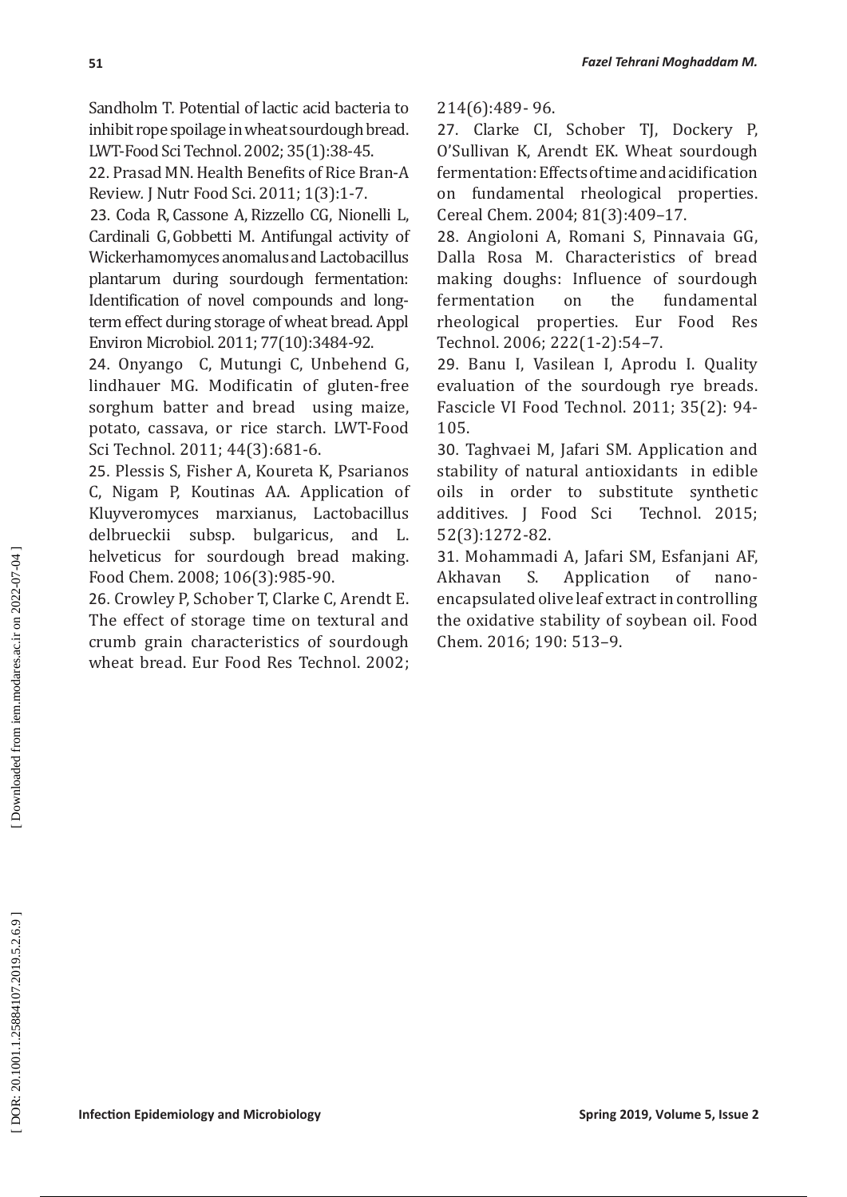Sandholm T. Potential of lactic acid bacteria to inhibit rope spoilage in wheat sourdough bread. LWT-Food Sci Technol. 2002; 35(1):38-45.

22. Prasad MN. Health Benefits of Rice Bran-A Review. J Nutr Food Sci. 2011; 1(3):1-7.

23. Coda R, Cassone A, Rizzello CG, Nionelli L, Cardinali G, Gobbetti M. Antifungal activity of Wickerhamomyces anomalus and Lactobacillus plantarum during sourdough fermentation: Identification of novel compounds and long-term effect during storage of wheat bread. Appl Environ Microbiol. 2011; 77(10):3484-92.

24. Onyango C, Mutungi C, Unbehend G, lindhauer MG. Modificatin of gluten-free sorghum batter and bread using maize, potato, cassava, or rice starch. LWT-Food Sci Technol. 2011; 44(3):681-6.

25. Plessis S, Fisher A, Koureta K, Psarianos C, Nigam P, Koutinas AA. Application of Kluyveromyces marxianus, Lactobacillus delbrueckii subsp. bulgaricus, and L. helveticus for sourdough bread making. Food Chem. 2008; 106(3):985-90.

26. Crowley P, Schober T, Clarke C, Arendt E. The effect of storage time on textural and crumb grain characteristics of sourdough wheat bread. Eur Food Res Technol. 2002; 214(6):489- 96.

27. Clarke CI, Schober TJ, Dockery P, O'Sullivan K, Arendt EK. Wheat sourdough fermentation: Effects of time and acidification on fundamental rheological properties. Cereal Chem. 2004; 81(3):409–17.

28. Angioloni A, Romani S, Pinnavaia GG, Dalla Rosa M. Characteristics of bread making doughs: Influence of sourdough fermentation on the fundamental rheological properties. Eur Food Res Technol. 2006; 222(1-2):54–7.

29. Banu I, Vasilean I, Aprodu I. Quality evaluation of the sourdough rye breads. Fascicle VI Food Technol. 2011; 35(2): 94-105.

30. Taghvaei M, Jafari SM. Application and stability of natural antioxidants in edible oils in order to substitute synthetic additives. J Food Sci Technol. 2015; 52(3):1272-82.

31. Mohammadi A, Jafari SM, Esfanjani AF, Akhavan S. Application of nano-encapsulated olive leaf extract in controlling the oxidative stability of soybean oil. Food Chem. 2016; 190: 513–9.